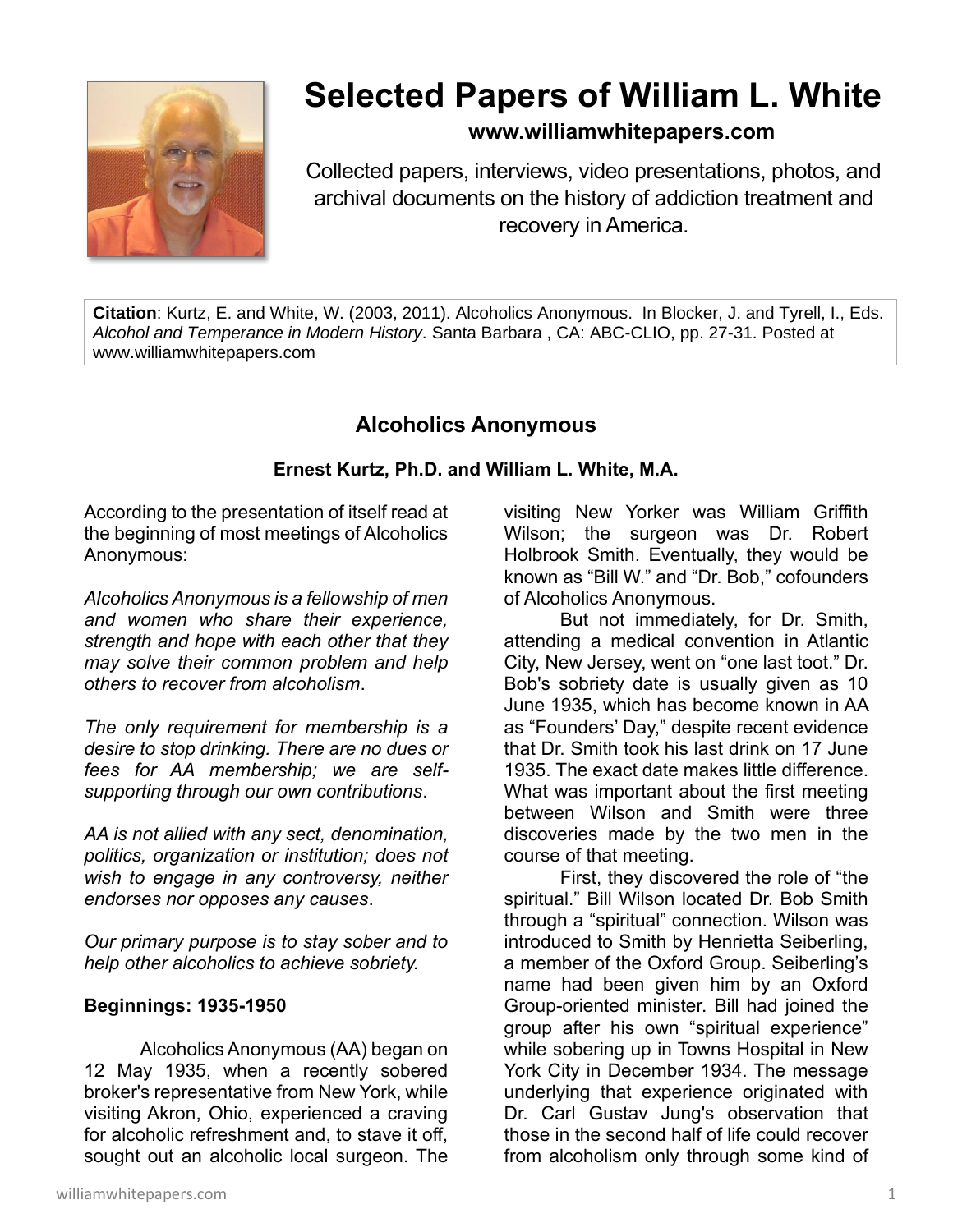# Selected Papers of William L. White

**www.williamwhitepapers.com**

Collected papers, interviews, video presentations, photos, and archival documents on the history of addiction treatment and recovery in America.

**Citation**: Kurtz, E. and White, W. (2003, 2011). Alcoholics Anonymous. In Blocker, J. and Tyrell, I., Eds. *Alcohol and Temperance in Modern History*. Santa Barbara , CA: ABC-CLIO, pp. 27-31. Posted at www.williamwhitepapers.com

## Alcoholics Anonymous

**Ernest Kurtz, Ph.D. and William L. White, M.A.**

According to the presentation of itself read at the beginning of most meetings of Alcoholics Anonymous:

*Alcoholics Anonymous is a fellowship of men and women who share their experience, strength and hope with each other that they may solve their common problem and help others to recover from alcoholism*.

*The only requirement for membership is a desire to stop drinking. There are no dues or fees for AA membership; we are self-supporting through our own contributions*.

*AA is not allied with any sect, denomination, politics, organization or institution; does not wish to engage in any controversy, neither endorses nor opposes any causes*.

*Our primary purpose is to stay sober and to help other alcoholics to achieve sobriety.*

### Beginnings: 1935-1950

Alcoholics Anonymous (AA) began on 12 May 1935, when a recently sobered broker's representative from New York, while visiting Akron, Ohio, experienced a craving for alcoholic refreshment and, to stave it off, sought out an alcoholic local surgeon. The visiting New Yorker was William Griffith Wilson; the surgeon was Dr. Robert Holbrook Smith. Eventually, they would be known as "Bill W." and "Dr. Bob," cofounders of Alcoholics Anonymous.

But not immediately, for Dr. Smith, attending a medical convention in Atlantic City, New Jersey, went on "one last toot." Dr. Bob's sobriety date is usually given as 10 June 1935, which has become known in AA as "Founders' Day," despite recent evidence that Dr. Smith took his last drink on 17 June 1935. The exact date makes little difference. What was important about the first meeting between Wilson and Smith were three discoveries made by the two men in the course of that meeting.

First, they discovered the role of "the spiritual." Bill Wilson located Dr. Bob Smith through a "spiritual" connection. Wilson was introduced to Smith by Henrietta Seiberling, a member of the Oxford Group. Seiberling's name had been given him by an Oxford Group-oriented minister. Bill had joined the group after his own "spiritual experience" while sobering up in Towns Hospital in New York City in December 1934. The message underlying that experience originated with Dr. Carl Gustav Jung's observation that those in the second half of life could recover from alcoholism only through some kind of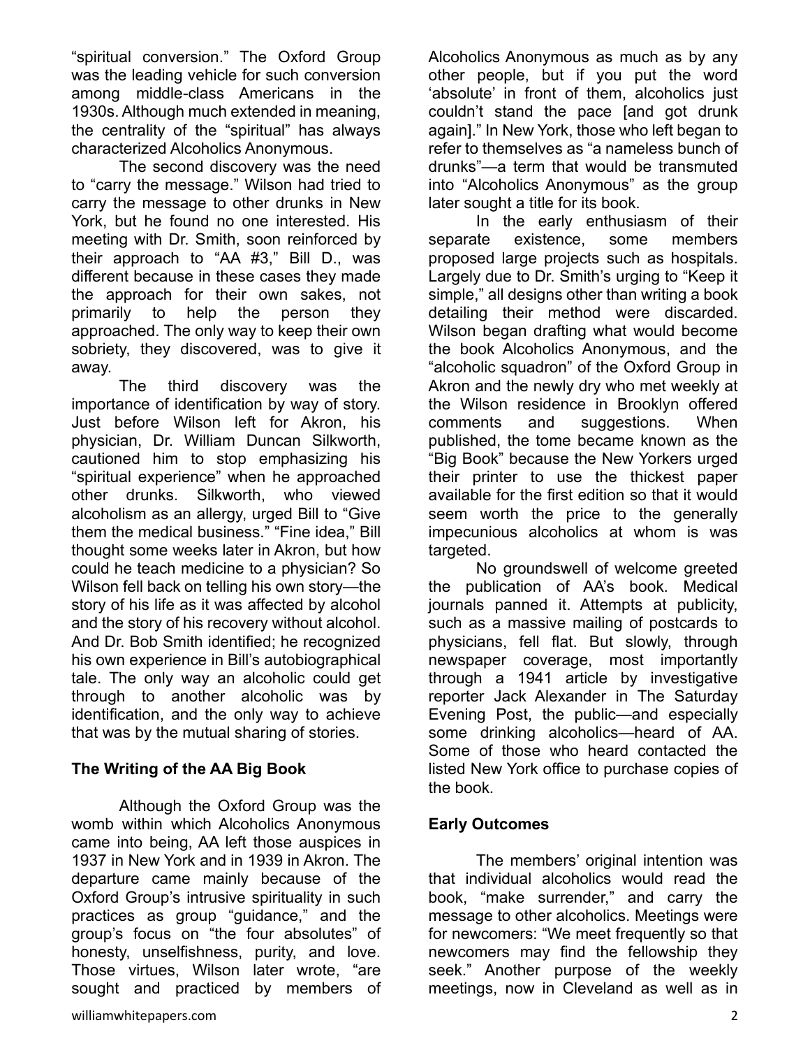"spiritual conversion." The Oxford Group was the leading vehicle for such conversion among middle-class Americans in the 1930s. Although much extended in meaning, the centrality of the "spiritual" has always characterized Alcoholics Anonymous.

The second discovery was the need to "carry the message." Wilson had tried to carry the message to other drunks in New York, but he found no one interested. His meeting with Dr. Smith, soon reinforced by their approach to "AA #3," Bill D., was different because in these cases they made the approach for their own sakes, not primarily to help the person they approached. The only way to keep their own sobriety, they discovered, was to give it away.

The third discovery was the importance of identification by way of story. Just before Wilson left for Akron, his physician, Dr. William Duncan Silkworth, cautioned him to stop emphasizing his "spiritual experience" when he approached other drunks. Silkworth, who viewed alcoholism as an allergy, urged Bill to "Give them the medical business." "Fine idea," Bill thought some weeks later in Akron, but how could he teach medicine to a physician? So Wilson fell back on telling his own story—the story of his life as it was affected by alcohol and the story of his recovery without alcohol. And Dr. Bob Smith identified; he recognized his own experience in Bill's autobiographical tale. The only way an alcoholic could get through to another alcoholic was by identification, and the only way to achieve that was by the mutual sharing of stories.

## The Writing of the AA Big Book

Although the Oxford Group was the womb within which Alcoholics Anonymous came into being, AA left those auspices in 1937 in New York and in 1939 in Akron. The departure came mainly because of the Oxford Group's intrusive spirituality in such practices as group "guidance," and the group's focus on "the four absolutes" of honesty, unselfishness, purity, and love. Those virtues, Wilson later wrote, "are sought and practiced by members of Alcoholics Anonymous as much as by any other people, but if you put the word 'absolute' in front of them, alcoholics just couldn't stand the pace [and got drunk again]." In New York, those who left began to refer to themselves as "a nameless bunch of drunks"—a term that would be transmuted into "Alcoholics Anonymous" as the group later sought a title for its book.

In the early enthusiasm of their separate existence, some members proposed large projects such as hospitals. Largely due to Dr. Smith's urging to "Keep it simple," all designs other than writing a book detailing their method were discarded. Wilson began drafting what would become the book Alcoholics Anonymous, and the "alcoholic squadron" of the Oxford Group in Akron and the newly dry who met weekly at the Wilson residence in Brooklyn offered comments and suggestions. When published, the tome became known as the "Big Book" because the New Yorkers urged their printer to use the thickest paper available for the first edition so that it would seem worth the price to the generally impecunious alcoholics at whom is was targeted.

No groundswell of welcome greeted the publication of AA's book. Medical journals panned it. Attempts at publicity, such as a massive mailing of postcards to physicians, fell flat. But slowly, through newspaper coverage, most importantly through a 1941 article by investigative reporter Jack Alexander in The Saturday Evening Post, the public—and especially some drinking alcoholics—heard of AA. Some of those who heard contacted the listed New York office to purchase copies of the book.

## Early Outcomes

The members' original intention was that individual alcoholics would read the book, "make surrender," and carry the message to other alcoholics. Meetings were for newcomers: "We meet frequently so that newcomers may find the fellowship they seek." Another purpose of the weekly meetings, now in Cleveland as well as in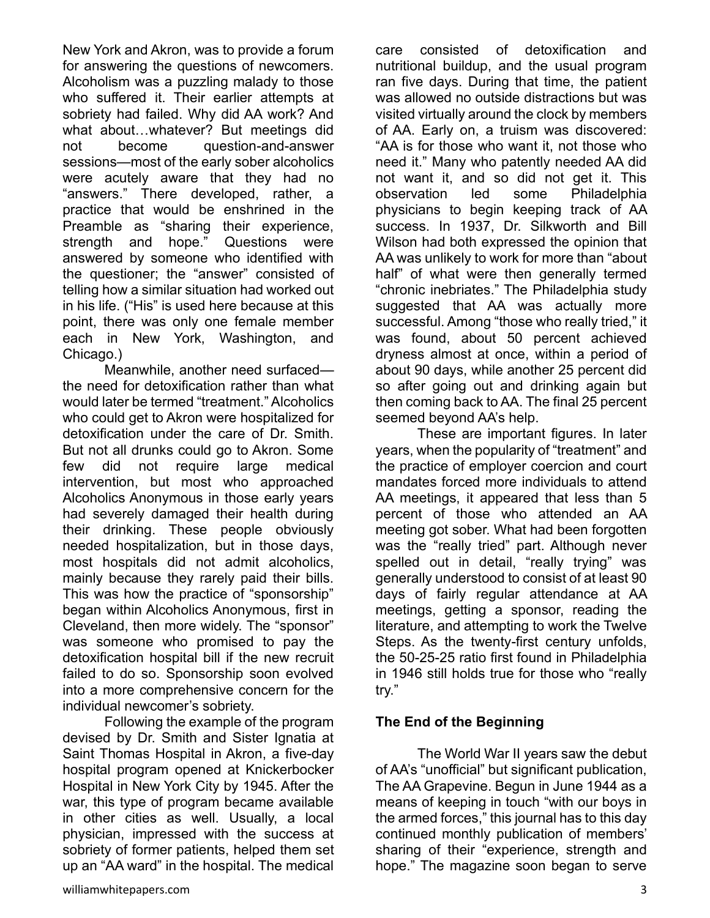New York and Akron, was to provide a forum for answering the questions of newcomers. Alcoholism was a puzzling malady to those who suffered it. Their earlier attempts at sobriety had failed. Why did AA work? And what about…whatever? But meetings did not become question-and-answer sessions—most of the early sober alcoholics were acutely aware that they had no "answers." There developed, rather, a practice that would be enshrined in the Preamble as "sharing their experience, strength and hope." Questions were answered by someone who identified with the questioner; the "answer" consisted of telling how a similar situation had worked out in his life. ("His" is used here because at this point, there was only one female member each in New York, Washington, and Chicago.)

Meanwhile, another need surfaced—the need for detoxification rather than what would later be termed "treatment." Alcoholics who could get to Akron were hospitalized for detoxification under the care of Dr. Smith. But not all drunks could go to Akron. Some few did not require large medical intervention, but most who approached Alcoholics Anonymous in those early years had severely damaged their health during their drinking. These people obviously needed hospitalization, but in those days, most hospitals did not admit alcoholics, mainly because they rarely paid their bills. This was how the practice of "sponsorship" began within Alcoholics Anonymous, first in Cleveland, then more widely. The "sponsor" was someone who promised to pay the detoxification hospital bill if the new recruit failed to do so. Sponsorship soon evolved into a more comprehensive concern for the individual newcomer's sobriety.

Following the example of the program devised by Dr. Smith and Sister Ignatia at Saint Thomas Hospital in Akron, a five-day hospital program opened at Knickerbocker Hospital in New York City by 1945. After the war, this type of program became available in other cities as well. Usually, a local physician, impressed with the success at sobriety of former patients, helped them set up an "AA ward" in the hospital. The medical care consisted of detoxification and nutritional buildup, and the usual program ran five days. During that time, the patient was allowed no outside distractions but was visited virtually around the clock by members of AA. Early on, a truism was discovered: "AA is for those who want it, not those who need it." Many who patently needed AA did not want it, and so did not get it. This observation led some Philadelphia physicians to begin keeping track of AA success. In 1937, Dr. Silkworth and Bill Wilson had both expressed the opinion that AA was unlikely to work for more than "about half" of what were then generally termed "chronic inebriates." The Philadelphia study suggested that AA was actually more successful. Among "those who really tried," it was found, about 50 percent achieved dryness almost at once, within a period of about 90 days, while another 25 percent did so after going out and drinking again but then coming back to AA. The final 25 percent seemed beyond AA's help.

These are important figures. In later years, when the popularity of "treatment" and the practice of employer coercion and court mandates forced more individuals to attend AA meetings, it appeared that less than 5 percent of those who attended an AA meeting got sober. What had been forgotten was the "really tried" part. Although never spelled out in detail, "really trying" was generally understood to consist of at least 90 days of fairly regular attendance at AA meetings, getting a sponsor, reading the literature, and attempting to work the Twelve Steps. As the twenty-first century unfolds, the 50-25-25 ratio first found in Philadelphia in 1946 still holds true for those who "really try."

### The End of the Beginning

The World War II years saw the debut of AA's "unofficial" but significant publication, The AA Grapevine. Begun in June 1944 as a means of keeping in touch "with our boys in the armed forces," this journal has to this day continued monthly publication of members' sharing of their "experience, strength and hope." The magazine soon began to serve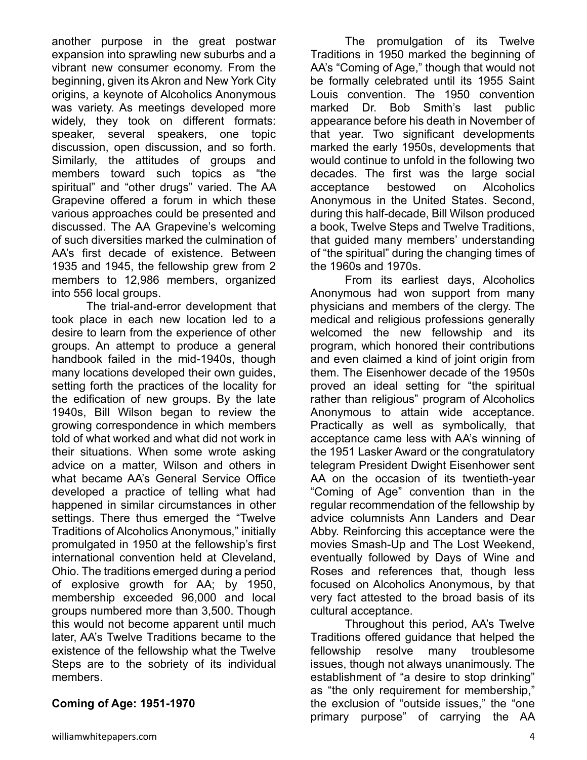another purpose in the great postwar expansion into sprawling new suburbs and a vibrant new consumer economy. From the beginning, given its Akron and New York City origins, a keynote of Alcoholics Anonymous was variety. As meetings developed more widely, they took on different formats: speaker, several speakers, one topic discussion, open discussion, and so forth. Similarly, the attitudes of groups and members toward such topics as "the spiritual" and "other drugs" varied. The AA Grapevine offered a forum in which these various approaches could be presented and discussed. The AA Grapevine's welcoming of such diversities marked the culmination of AA's first decade of existence. Between 1935 and 1945, the fellowship grew from 2 members to 12,986 members, organized into 556 local groups.

The trial-and-error development that took place in each new location led to a desire to learn from the experience of other groups. An attempt to produce a general handbook failed in the mid-1940s, though many locations developed their own guides, setting forth the practices of the locality for the edification of new groups. By the late 1940s, Bill Wilson began to review the growing correspondence in which members told of what worked and what did not work in their situations. When some wrote asking advice on a matter, Wilson and others in what became AA's General Service Office developed a practice of telling what had happened in similar circumstances in other settings. There thus emerged the "Twelve Traditions of Alcoholics Anonymous," initially promulgated in 1950 at the fellowship's first international convention held at Cleveland, Ohio. The traditions emerged during a period of explosive growth for AA; by 1950, membership exceeded 96,000 and local groups numbered more than 3,500. Though this would not become apparent until much later, AA's Twelve Traditions became to the existence of the fellowship what the Twelve Steps are to the sobriety of its individual members.

**Coming of Age: 1951-1970**

The promulgation of its Twelve Traditions in 1950 marked the beginning of AA's "Coming of Age," though that would not be formally celebrated until its 1955 Saint Louis convention. The 1950 convention marked Dr. Bob Smith's last public appearance before his death in November of that year. Two significant developments marked the early 1950s, developments that would continue to unfold in the following two decades. The first was the large social acceptance bestowed on Alcoholics Anonymous in the United States. Second, during this half-decade, Bill Wilson produced a book, Twelve Steps and Twelve Traditions, that guided many members' understanding of "the spiritual" during the changing times of the 1960s and 1970s.

From its earliest days, Alcoholics Anonymous had won support from many physicians and members of the clergy. The medical and religious professions generally welcomed the new fellowship and its program, which honored their contributions and even claimed a kind of joint origin from them. The Eisenhower decade of the 1950s proved an ideal setting for "the spiritual rather than religious" program of Alcoholics Anonymous to attain wide acceptance. Practically as well as symbolically, that acceptance came less with AA's winning of the 1951 Lasker Award or the congratulatory telegram President Dwight Eisenhower sent AA on the occasion of its twentieth-year "Coming of Age" convention than in the regular recommendation of the fellowship by advice columnists Ann Landers and Dear Abby. Reinforcing this acceptance were the movies Smash-Up and The Lost Weekend, eventually followed by Days of Wine and Roses and references that, though less focused on Alcoholics Anonymous, by that very fact attested to the broad basis of its cultural acceptance.

Throughout this period, AA's Twelve Traditions offered guidance that helped the fellowship resolve many troublesome issues, though not always unanimously. The establishment of "a desire to stop drinking" as "the only requirement for membership," the exclusion of "outside issues," the "one primary purpose" of carrying the AA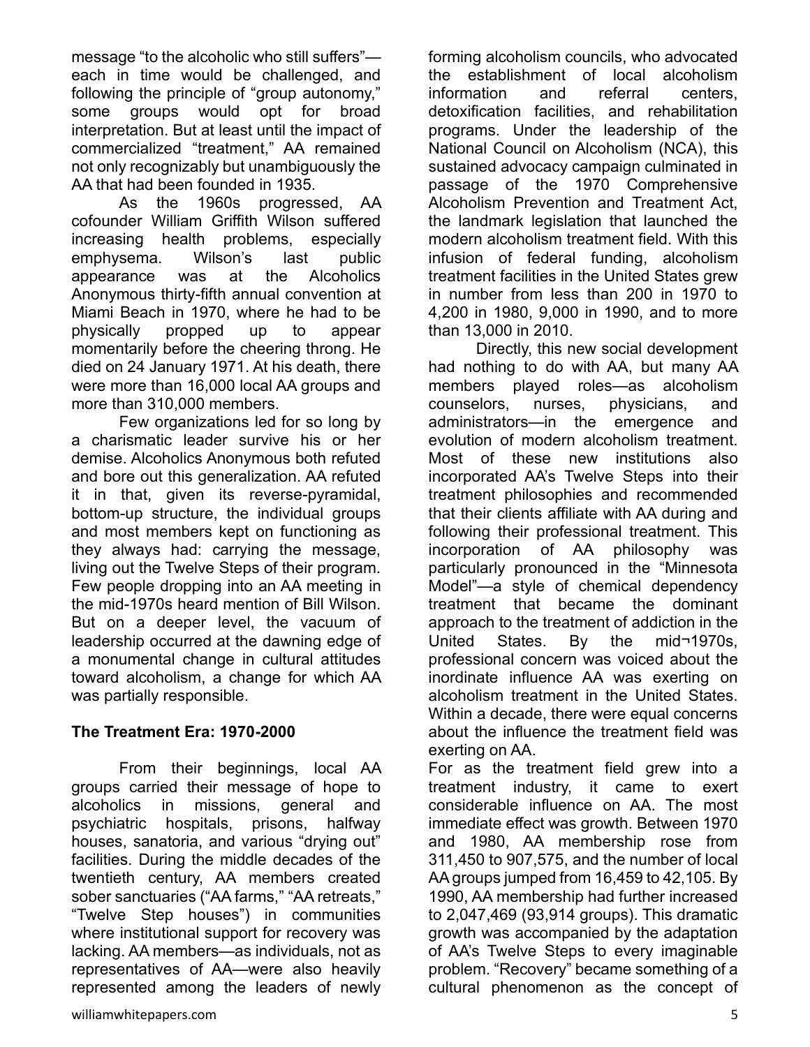message "to the alcoholic who still suffers"—each in time would be challenged, and following the principle of "group autonomy," some groups would opt for broad interpretation. But at least until the impact of commercialized "treatment," AA remained not only recognizably but unambiguously the AA that had been founded in 1935.

As the 1960s progressed, AA cofounder William Griffith Wilson suffered increasing health problems, especially emphysema. Wilson's last public appearance was at the Alcoholics Anonymous thirty-fifth annual convention at Miami Beach in 1970, where he had to be physically propped up to appear momentarily before the cheering throng. He died on 24 January 1971. At his death, there were more than 16,000 local AA groups and more than 310,000 members.

Few organizations led for so long by a charismatic leader survive his or her demise. Alcoholics Anonymous both refuted and bore out this generalization. AA refuted it in that, given its reverse-pyramidal, bottom-up structure, the individual groups and most members kept on functioning as they always had: carrying the message, living out the Twelve Steps of their program. Few people dropping into an AA meeting in the mid-1970s heard mention of Bill Wilson. But on a deeper level, the vacuum of leadership occurred at the dawning edge of a monumental change in cultural attitudes toward alcoholism, a change for which AA was partially responsible.

**The Treatment Era: 1970-2000**

From their beginnings, local AA groups carried their message of hope to alcoholics in missions, general and psychiatric hospitals, prisons, halfway houses, sanatoria, and various "drying out" facilities. During the middle decades of the twentieth century, AA members created sober sanctuaries ("AA farms," "AA retreats," "Twelve Step houses") in communities where institutional support for recovery was lacking. AA members—as individuals, not as representatives of AA—were also heavily represented among the leaders of newly forming alcoholism councils, who advocated the establishment of local alcoholism information and referral centers, detoxification facilities, and rehabilitation programs. Under the leadership of the National Council on Alcoholism (NCA), this sustained advocacy campaign culminated in passage of the 1970 Comprehensive Alcoholism Prevention and Treatment Act, the landmark legislation that launched the modern alcoholism treatment field. With this infusion of federal funding, alcoholism treatment facilities in the United States grew in number from less than 200 in 1970 to 4,200 in 1980, 9,000 in 1990, and to more than 13,000 in 2010.

Directly, this new social development had nothing to do with AA, but many AA members played roles—as alcoholism counselors, nurses, physicians, and administrators—in the emergence and evolution of modern alcoholism treatment. Most of these new institutions also incorporated AA's Twelve Steps into their treatment philosophies and recommended that their clients affiliate with AA during and following their professional treatment. This incorporation of AA philosophy was particularly pronounced in the "Minnesota Model"—a style of chemical dependency treatment that became the dominant approach to the treatment of addiction in the United States. By the mid¬1970s, professional concern was voiced about the inordinate influence AA was exerting on alcoholism treatment in the United States. Within a decade, there were equal concerns about the influence the treatment field was exerting on AA.

For as the treatment field grew into a treatment industry, it came to exert considerable influence on AA. The most immediate effect was growth. Between 1970 and 1980, AA membership rose from 311,450 to 907,575, and the number of local AA groups jumped from 16,459 to 42,105. By 1990, AA membership had further increased to 2,047,469 (93,914 groups). This dramatic growth was accompanied by the adaptation of AA's Twelve Steps to every imaginable problem. "Recovery" became something of a cultural phenomenon as the concept of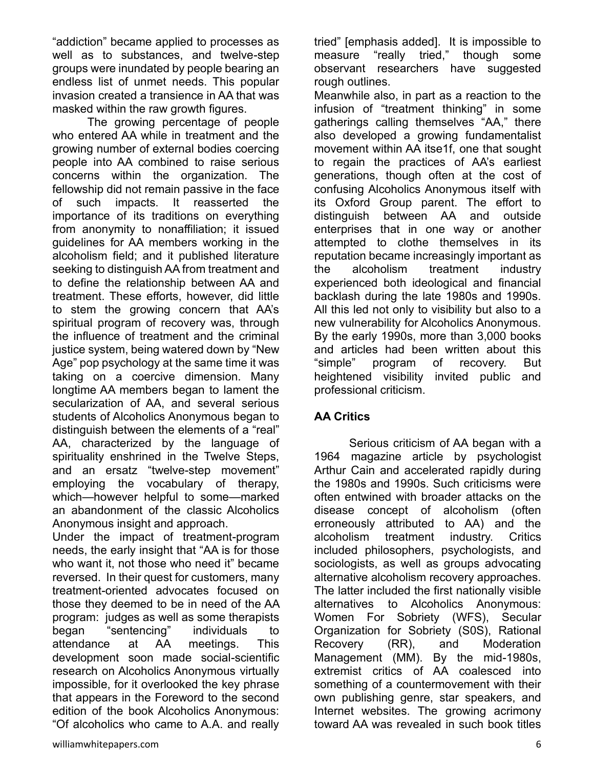"addiction" became applied to processes as well as to substances, and twelve-step groups were inundated by people bearing an endless list of unmet needs. This popular invasion created a transience in AA that was masked within the raw growth figures.

The growing percentage of people who entered AA while in treatment and the growing number of external bodies coercing people into AA combined to raise serious concerns within the organization. The fellowship did not remain passive in the face of such impacts. It reasserted the importance of its traditions on everything from anonymity to nonaffiliation; it issued guidelines for AA members working in the alcoholism field; and it published literature seeking to distinguish AA from treatment and to define the relationship between AA and treatment. These efforts, however, did little to stem the growing concern that AA's spiritual program of recovery was, through the influence of treatment and the criminal justice system, being watered down by "New Age" pop psychology at the same time it was taking on a coercive dimension. Many longtime AA members began to lament the secularization of AA, and several serious students of Alcoholics Anonymous began to distinguish between the elements of a "real" AA, characterized by the language of spirituality enshrined in the Twelve Steps, and an ersatz "twelve-step movement" employing the vocabulary of therapy, which—however helpful to some—marked an abandonment of the classic Alcoholics Anonymous insight and approach.

Under the impact of treatment-program needs, the early insight that "AA is for those who want it, not those who need it" became reversed. In their quest for customers, many treatment-oriented advocates focused on those they deemed to be in need of the AA program: judges as well as some therapists began "sentencing" individuals to attendance at AA meetings. This development soon made social-scientific research on Alcoholics Anonymous virtually impossible, for it overlooked the key phrase that appears in the Foreword to the second edition of the book Alcoholics Anonymous: "Of alcoholics who came to A.A. and really tried" [emphasis added]. It is impossible to measure "really tried," though some observant researchers have suggested rough outlines.

Meanwhile also, in part as a reaction to the infusion of "treatment thinking" in some gatherings calling themselves "AA," there also developed a growing fundamentalist movement within AA itse1f, one that sought to regain the practices of AA's earliest generations, though often at the cost of confusing Alcoholics Anonymous itself with its Oxford Group parent. The effort to distinguish between AA and outside enterprises that in one way or another attempted to clothe themselves in its reputation became increasingly important as the alcoholism treatment industry experienced both ideological and financial backlash during the late 1980s and 1990s. All this led not only to visibility but also to a new vulnerability for Alcoholics Anonymous. By the early 1990s, more than 3,000 books and articles had been written about this "simple" program of recovery. But heightened visibility invited public and professional criticism.

## AA Critics

Serious criticism of AA began with a 1964 magazine article by psychologist Arthur Cain and accelerated rapidly during the 1980s and 1990s. Such criticisms were often entwined with broader attacks on the disease concept of alcoholism (often erroneously attributed to AA) and the alcoholism treatment industry. Critics included philosophers, psychologists, and sociologists, as well as groups advocating alternative alcoholism recovery approaches. The latter included the first nationally visible alternatives to Alcoholics Anonymous: Women For Sobriety (WFS), Secular Organization for Sobriety (S0S), Rational Recovery (RR), and Moderation Management (MM). By the mid-1980s, extremist critics of AA coalesced into something of a countermovement with their own publishing genre, star speakers, and Internet websites. The growing acrimony toward AA was revealed in such book titles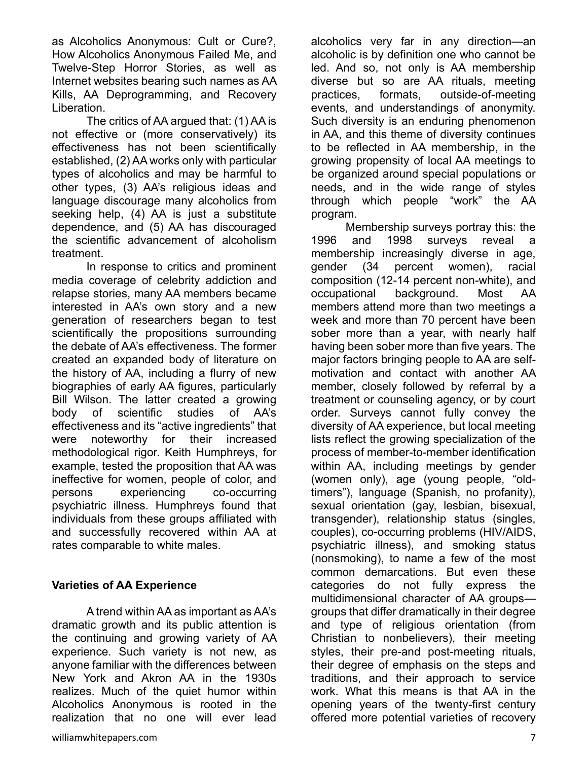as Alcoholics Anonymous: Cult or Cure?, How Alcoholics Anonymous Failed Me, and Twelve-Step Horror Stories, as well as Internet websites bearing such names as AA Kills, AA Deprogramming, and Recovery Liberation.

The critics of AA argued that: (1) AA is not effective or (more conservatively) its effectiveness has not been scientifically established, (2) AA works only with particular types of alcoholics and may be harmful to other types, (3) AA's religious ideas and language discourage many alcoholics from seeking help, (4) AA is just a substitute dependence, and (5) AA has discouraged the scientific advancement of alcoholism treatment.

In response to critics and prominent media coverage of celebrity addiction and relapse stories, many AA members became interested in AA's own story and a new generation of researchers began to test scientifically the propositions surrounding the debate of AA's effectiveness. The former created an expanded body of literature on the history of AA, including a flurry of new biographies of early AA figures, particularly Bill Wilson. The latter created a growing body of scientific studies of AA's effectiveness and its "active ingredients" that were noteworthy for their increased methodological rigor. Keith Humphreys, for example, tested the proposition that AA was ineffective for women, people of color, and persons experiencing co-occurring psychiatric illness. Humphreys found that individuals from these groups affiliated with and successfully recovered within AA at rates comparable to white males.

**Varieties of AA Experience**

A trend within AA as important as AA's dramatic growth and its public attention is the continuing and growing variety of AA experience. Such variety is not new, as anyone familiar with the differences between New York and Akron AA in the 1930s realizes. Much of the quiet humor within Alcoholics Anonymous is rooted in the realization that no one will ever lead alcoholics very far in any direction—an alcoholic is by definition one who cannot be led. And so, not only is AA membership diverse but so are AA rituals, meeting practices, formats, outside-of-meeting events, and understandings of anonymity. Such diversity is an enduring phenomenon in AA, and this theme of diversity continues to be reflected in AA membership, in the growing propensity of local AA meetings to be organized around special populations or needs, and in the wide range of styles through which people "work" the AA program.

Membership surveys portray this: the 1996 and 1998 surveys reveal a membership increasingly diverse in age, gender (34 percent women), racial composition (12-14 percent non-white), and occupational background. Most AA members attend more than two meetings a week and more than 70 percent have been sober more than a year, with nearly half having been sober more than five years. The major factors bringing people to AA are self-motivation and contact with another AA member, closely followed by referral by a treatment or counseling agency, or by court order. Surveys cannot fully convey the diversity of AA experience, but local meeting lists reflect the growing specialization of the process of member-to-member identification within AA, including meetings by gender (women only), age (young people, "old-timers"), language (Spanish, no profanity), sexual orientation (gay, lesbian, bisexual, transgender), relationship status (singles, couples), co-occurring problems (HIV/AIDS, psychiatric illness), and smoking status (nonsmoking), to name a few of the most common demarcations. But even these categories do not fully express the multidimensional character of AA groups—groups that differ dramatically in their degree and type of religious orientation (from Christian to nonbelievers), their meeting styles, their pre-and post-meeting rituals, their degree of emphasis on the steps and traditions, and their approach to service work. What this means is that AA in the opening years of the twenty-first century offered more potential varieties of recovery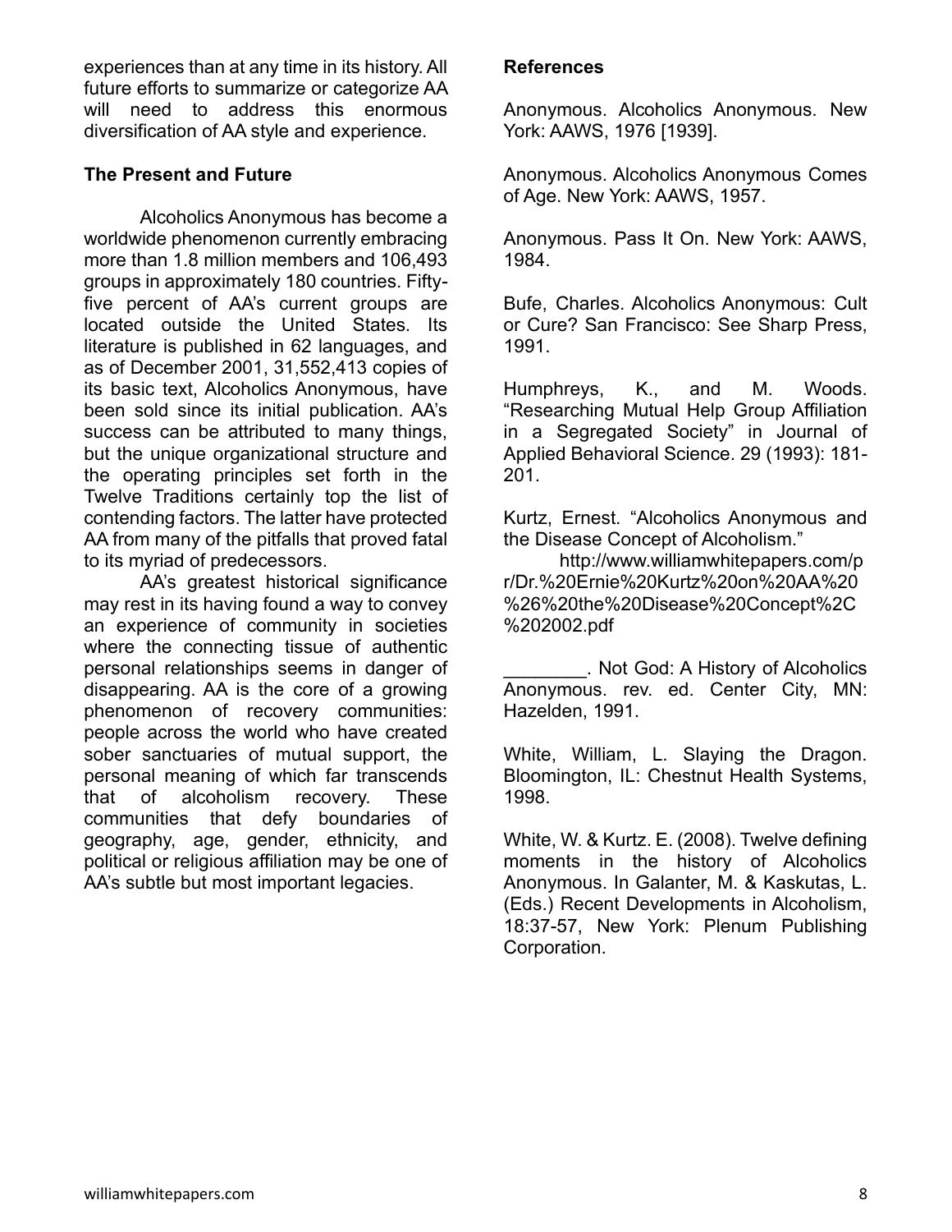experiences than at any time in its history. All future efforts to summarize or categorize AA will need to address this enormous diversification of AA style and experience.

**The Present and Future**

Alcoholics Anonymous has become a worldwide phenomenon currently embracing more than 1.8 million members and 106,493 groups in approximately 180 countries. Fifty-five percent of AA's current groups are located outside the United States. Its literature is published in 62 languages, and as of December 2001, 31,552,413 copies of its basic text, Alcoholics Anonymous, have been sold since its initial publication. AA's success can be attributed to many things, but the unique organizational structure and the operating principles set forth in the Twelve Traditions certainly top the list of contending factors. The latter have protected AA from many of the pitfalls that proved fatal to its myriad of predecessors.

AA's greatest historical significance may rest in its having found a way to convey an experience of community in societies where the connecting tissue of authentic personal relationships seems in danger of disappearing. AA is the core of a growing phenomenon of recovery communities: people across the world who have created sober sanctuaries of mutual support, the personal meaning of which far transcends that of alcoholism recovery. These communities that defy boundaries of geography, age, gender, ethnicity, and political or religious affiliation may be one of AA's subtle but most important legacies.

**References**

Anonymous. Alcoholics Anonymous. New York: AAWS, 1976 [1939].

Anonymous. Alcoholics Anonymous Comes of Age. New York: AAWS, 1957.

Anonymous. Pass It On. New York: AAWS, 1984.

Bufe, Charles. Alcoholics Anonymous: Cult or Cure? San Francisco: See Sharp Press, 1991.

Humphreys, K., and M. Woods. "Researching Mutual Help Group Affiliation in a Segregated Society" in Journal of Applied Behavioral Science. 29 (1993): 181-201.

Kurtz, Ernest. "Alcoholics Anonymous and the Disease Concept of Alcoholism." http://www.williamwhitepapers.com/pr/Dr.%20Ernie%20Kurtz%20on%20AA%20%26%20the%20Disease%20Concept%2C%202002.pdf

________. Not God: A History of Alcoholics Anonymous. rev. ed. Center City, MN: Hazelden, 1991.

White, William, L. Slaying the Dragon. Bloomington, IL: Chestnut Health Systems, 1998.

White, W. & Kurtz. E. (2008). Twelve defining moments in the history of Alcoholics Anonymous. In Galanter, M. & Kaskutas, L. (Eds.) Recent Developments in Alcoholism, 18:37-57, New York: Plenum Publishing Corporation.